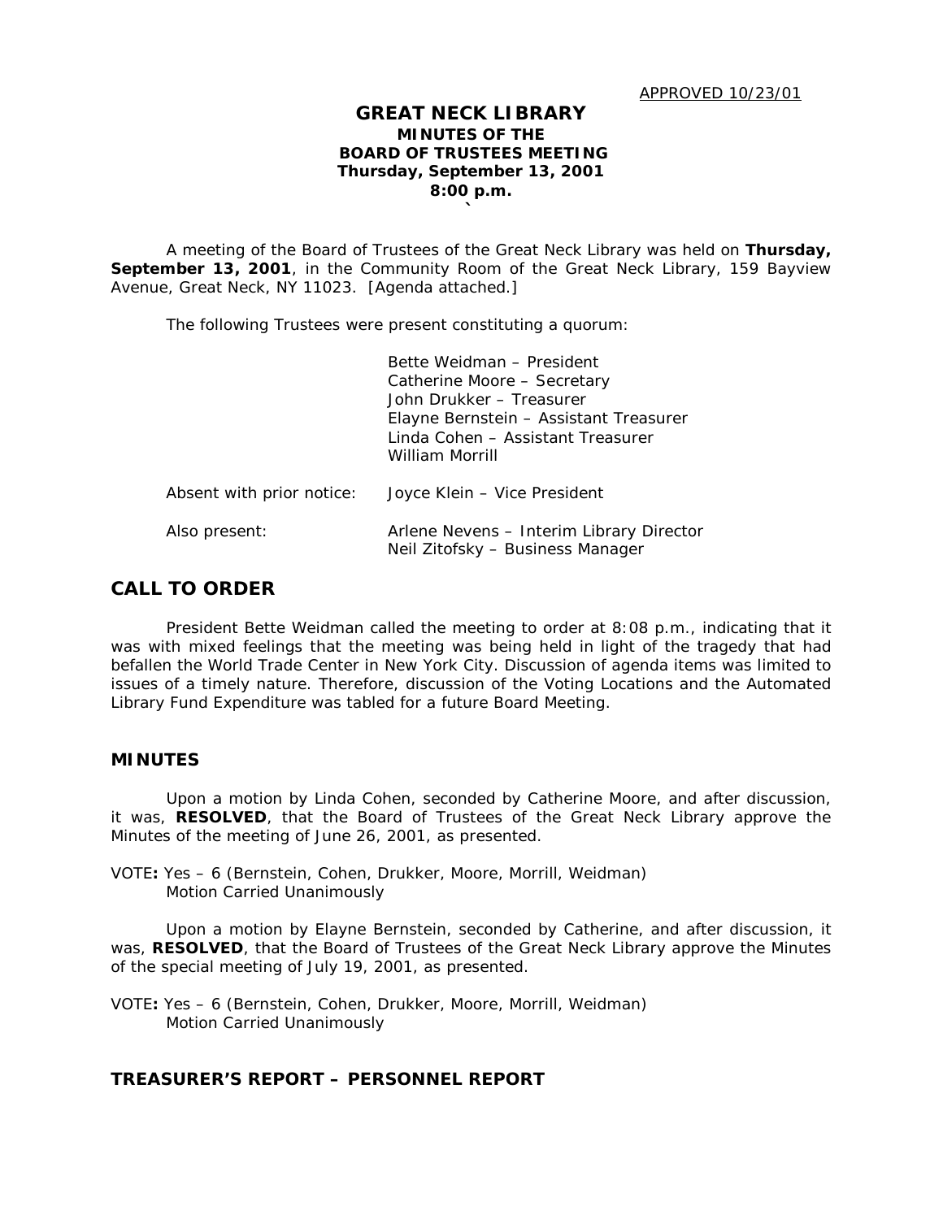APPROVED 10/23/01

# GREAT NECK LIBRARY
## MINUTES OF THE BOARD OF TRUSTEES MEETING
### Thursday, September 13, 2001
### 8:00 p.m.

A meeting of the Board of Trustees of the Great Neck Library was held on **Thursday, September 13, 2001**, in the Community Room of the Great Neck Library, 159 Bayview Avenue, Great Neck, NY 11023. [Agenda attached.]

The following Trustees were present constituting a quorum:

Bette Weidman – President
Catherine Moore – Secretary
John Drukker – Treasurer
Elayne Bernstein – Assistant Treasurer
Linda Cohen – Assistant Treasurer
William Morrill

Absent with prior notice: Joyce Klein – Vice President

Also present: Arlene Nevens – Interim Library Director
Neil Zitofsky – Business Manager

## CALL TO ORDER

President Bette Weidman called the meeting to order at 8:08 p.m., indicating that it was with mixed feelings that the meeting was being held in light of the tragedy that had befallen the World Trade Center in New York City. Discussion of agenda items was limited to issues of a timely nature. Therefore, discussion of the Voting Locations and the Automated Library Fund Expenditure was tabled for a future Board Meeting.

### MINUTES

Upon a motion by Linda Cohen, seconded by Catherine Moore, and after discussion, it was, **RESOLVED**, that the Board of Trustees of the Great Neck Library approve the Minutes of the meeting of June 26, 2001, as presented.

VOTE**:** Yes – 6 (Bernstein, Cohen, Drukker, Moore, Morrill, Weidman)
Motion Carried Unanimously

Upon a motion by Elayne Bernstein, seconded by Catherine, and after discussion, it was, **RESOLVED**, that the Board of Trustees of the Great Neck Library approve the Minutes of the special meeting of July 19, 2001, as presented.

VOTE**:** Yes – 6 (Bernstein, Cohen, Drukker, Moore, Morrill, Weidman)
Motion Carried Unanimously

### TREASURER'S REPORT – PERSONNEL REPORT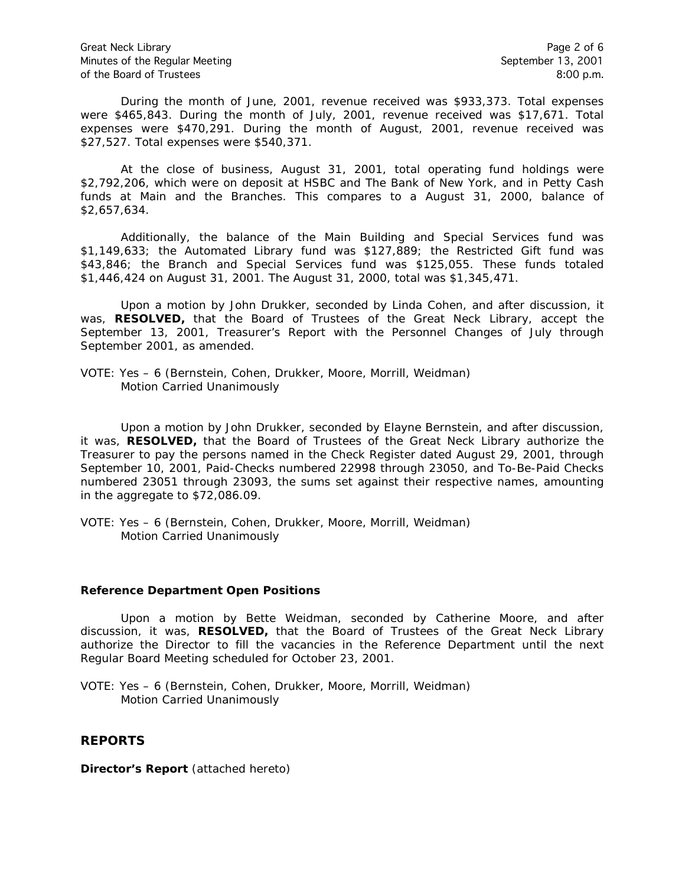During the month of June, 2001, revenue received was $933,373. Total expenses were $465,843. During the month of July, 2001, revenue received was $17,671. Total expenses were $470,291. During the month of August, 2001, revenue received was $27,527. Total expenses were $540,371.

At the close of business, August 31, 2001, total operating fund holdings were $2,792,206, which were on deposit at HSBC and The Bank of New York, and in Petty Cash funds at Main and the Branches. This compares to a August 31, 2000, balance of $2,657,634.

Additionally, the balance of the Main Building and Special Services fund was $1,149,633; the Automated Library fund was $127,889; the Restricted Gift fund was $43,846; the Branch and Special Services fund was $125,055. These funds totaled $1,446,424 on August 31, 2001. The August 31, 2000, total was $1,345,471.

Upon a motion by John Drukker, seconded by Linda Cohen, and after discussion, it was, **RESOLVED,** that the Board of Trustees of the Great Neck Library, accept the September 13, 2001, Treasurer's Report with the Personnel Changes of July through September 2001, as amended.

VOTE: Yes – 6 (Bernstein, Cohen, Drukker, Moore, Morrill, Weidman)
Motion Carried Unanimously

Upon a motion by John Drukker, seconded by Elayne Bernstein, and after discussion, it was, **RESOLVED,** that the Board of Trustees of the Great Neck Library authorize the Treasurer to pay the persons named in the Check Register dated August 29, 2001, through September 10, 2001, Paid-Checks numbered 22998 through 23050, and To-Be-Paid Checks numbered 23051 through 23093, the sums set against their respective names, amounting in the aggregate to $72,086.09.

VOTE: Yes – 6 (Bernstein, Cohen, Drukker, Moore, Morrill, Weidman)
Motion Carried Unanimously

**Reference Department Open Positions**

Upon a motion by Bette Weidman, seconded by Catherine Moore, and after discussion, it was, **RESOLVED,** that the Board of Trustees of the Great Neck Library authorize the Director to fill the vacancies in the Reference Department until the next Regular Board Meeting scheduled for October 23, 2001.

VOTE: Yes – 6 (Bernstein, Cohen, Drukker, Moore, Morrill, Weidman)
Motion Carried Unanimously

## REPORTS

**Director's Report** (attached hereto)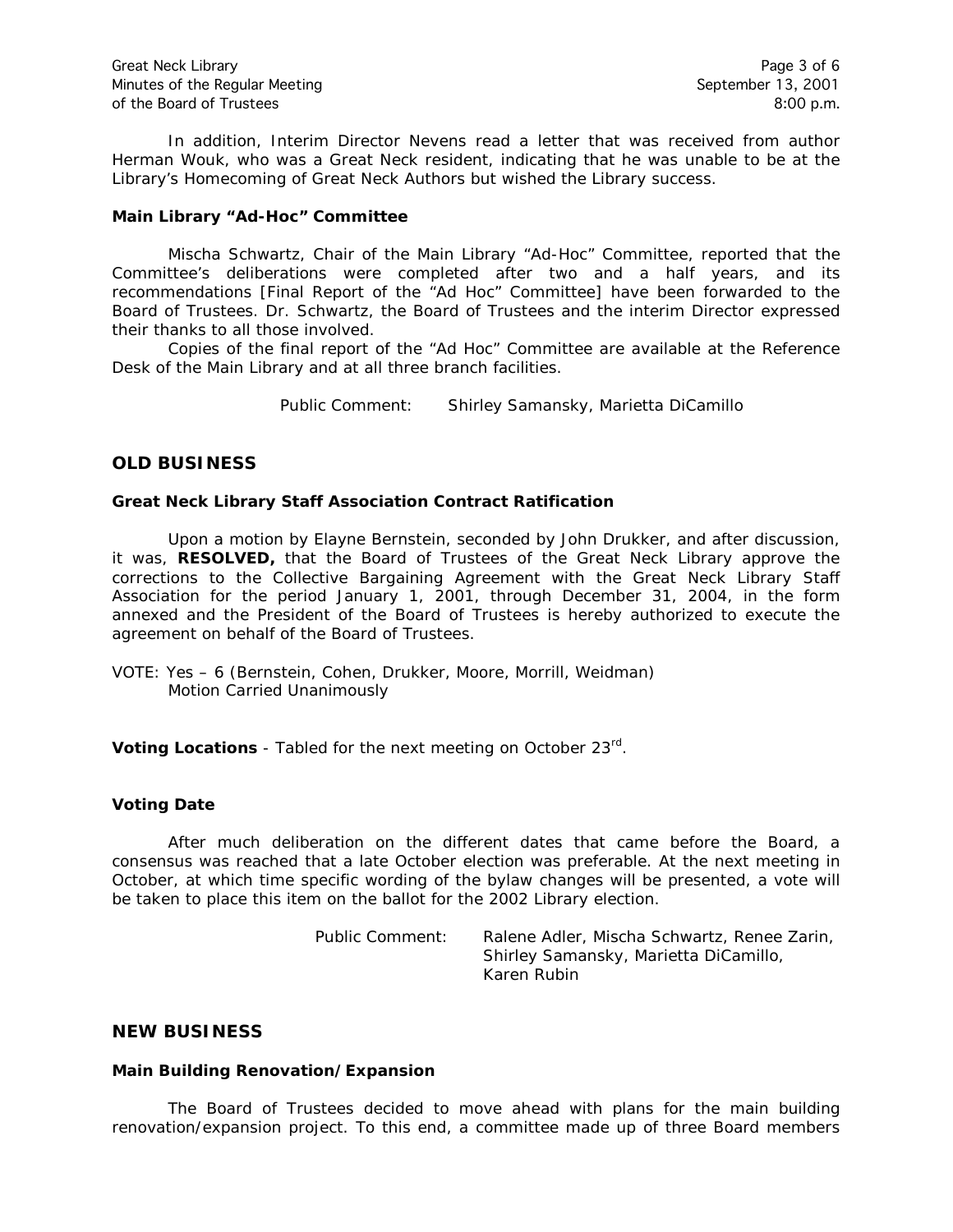In addition, Interim Director Nevens read a letter that was received from author Herman Wouk, who was a Great Neck resident, indicating that he was unable to be at the Library's Homecoming of Great Neck Authors but wished the Library success.

**Main Library "Ad-Hoc" Committee**

Mischa Schwartz, Chair of the Main Library "Ad-Hoc" Committee, reported that the Committee's deliberations were completed after two and a half years, and its recommendations [Final Report of the "Ad Hoc" Committee] have been forwarded to the Board of Trustees. Dr. Schwartz, the Board of Trustees and the interim Director expressed their thanks to all those involved.

Copies of the final report of the "Ad Hoc" Committee are available at the Reference Desk of the Main Library and at all three branch facilities.

Public Comment: Shirley Samansky, Marietta DiCamillo

## OLD BUSINESS

**Great Neck Library Staff Association Contract Ratification**

Upon a motion by Elayne Bernstein, seconded by John Drukker, and after discussion, it was, **RESOLVED,** that the Board of Trustees of the Great Neck Library approve the corrections to the Collective Bargaining Agreement with the Great Neck Library Staff Association for the period January 1, 2001, through December 31, 2004, in the form annexed and the President of the Board of Trustees is hereby authorized to execute the agreement on behalf of the Board of Trustees.

VOTE: Yes – 6 (Bernstein, Cohen, Drukker, Moore, Morrill, Weidman)
Motion Carried Unanimously

**Voting Locations** - Tabled for the next meeting on October 23rd.

**Voting Date**

After much deliberation on the different dates that came before the Board, a consensus was reached that a late October election was preferable. At the next meeting in October, at which time specific wording of the bylaw changes will be presented, a vote will be taken to place this item on the ballot for the 2002 Library election.

Public Comment: Ralene Adler, Mischa Schwartz, Renee Zarin, Shirley Samansky, Marietta DiCamillo, Karen Rubin

## NEW BUSINESS

**Main Building Renovation/Expansion**

The Board of Trustees decided to move ahead with plans for the main building renovation/expansion project. To this end, a committee made up of three Board members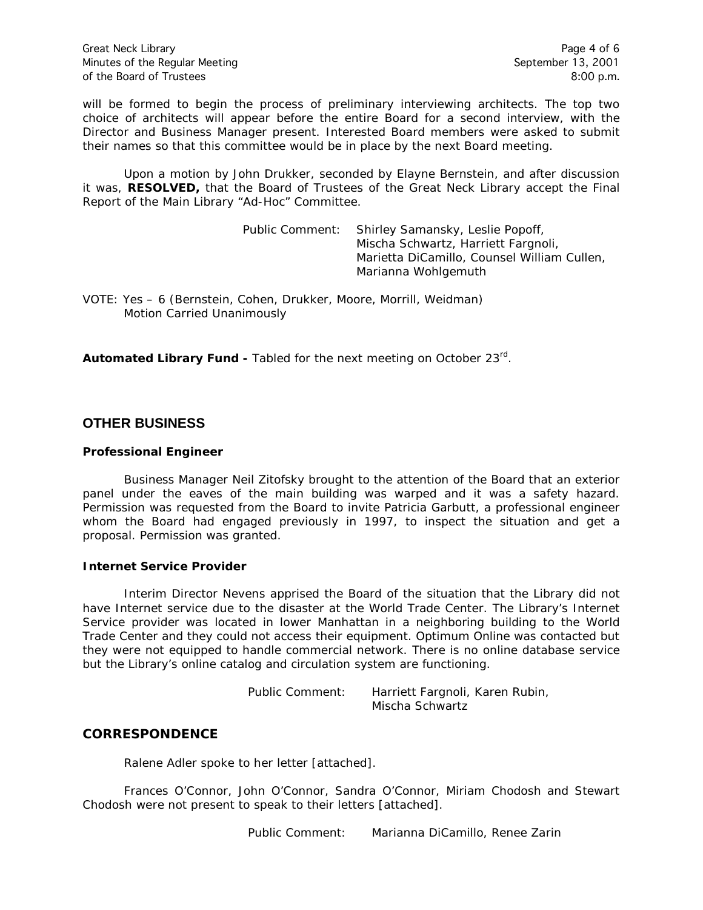will be formed to begin the process of preliminary interviewing architects. The top two choice of architects will appear before the entire Board for a second interview, with the Director and Business Manager present. Interested Board members were asked to submit their names so that this committee would be in place by the next Board meeting.

Upon a motion by John Drukker, seconded by Elayne Bernstein, and after discussion it was, **RESOLVED,** that the Board of Trustees of the Great Neck Library accept the Final Report of the Main Library "Ad-Hoc" Committee.

Public Comment: Shirley Samansky, Leslie Popoff, Mischa Schwartz, Harriett Fargnoli, Marietta DiCamillo, Counsel William Cullen, Marianna Wohlgemuth

VOTE: Yes – 6 (Bernstein, Cohen, Drukker, Moore, Morrill, Weidman)
Motion Carried Unanimously

**Automated Library Fund -** Tabled for the next meeting on October 23rd.

## OTHER BUSINESS

### Professional Engineer

Business Manager Neil Zitofsky brought to the attention of the Board that an exterior panel under the eaves of the main building was warped and it was a safety hazard. Permission was requested from the Board to invite Patricia Garbutt, a professional engineer whom the Board had engaged previously in 1997, to inspect the situation and get a proposal. Permission was granted.

### Internet Service Provider

Interim Director Nevens apprised the Board of the situation that the Library did not have Internet service due to the disaster at the World Trade Center. The Library's Internet Service provider was located in lower Manhattan in a neighboring building to the World Trade Center and they could not access their equipment. Optimum Online was contacted but they were not equipped to handle commercial network. There is no online database service but the Library's online catalog and circulation system are functioning.

Public Comment: Harriett Fargnoli, Karen Rubin, Mischa Schwartz

## CORRESPONDENCE

Ralene Adler spoke to her letter [attached].

Frances O'Connor, John O'Connor, Sandra O'Connor, Miriam Chodosh and Stewart Chodosh were not present to speak to their letters [attached].

Public Comment: Marianna DiCamillo, Renee Zarin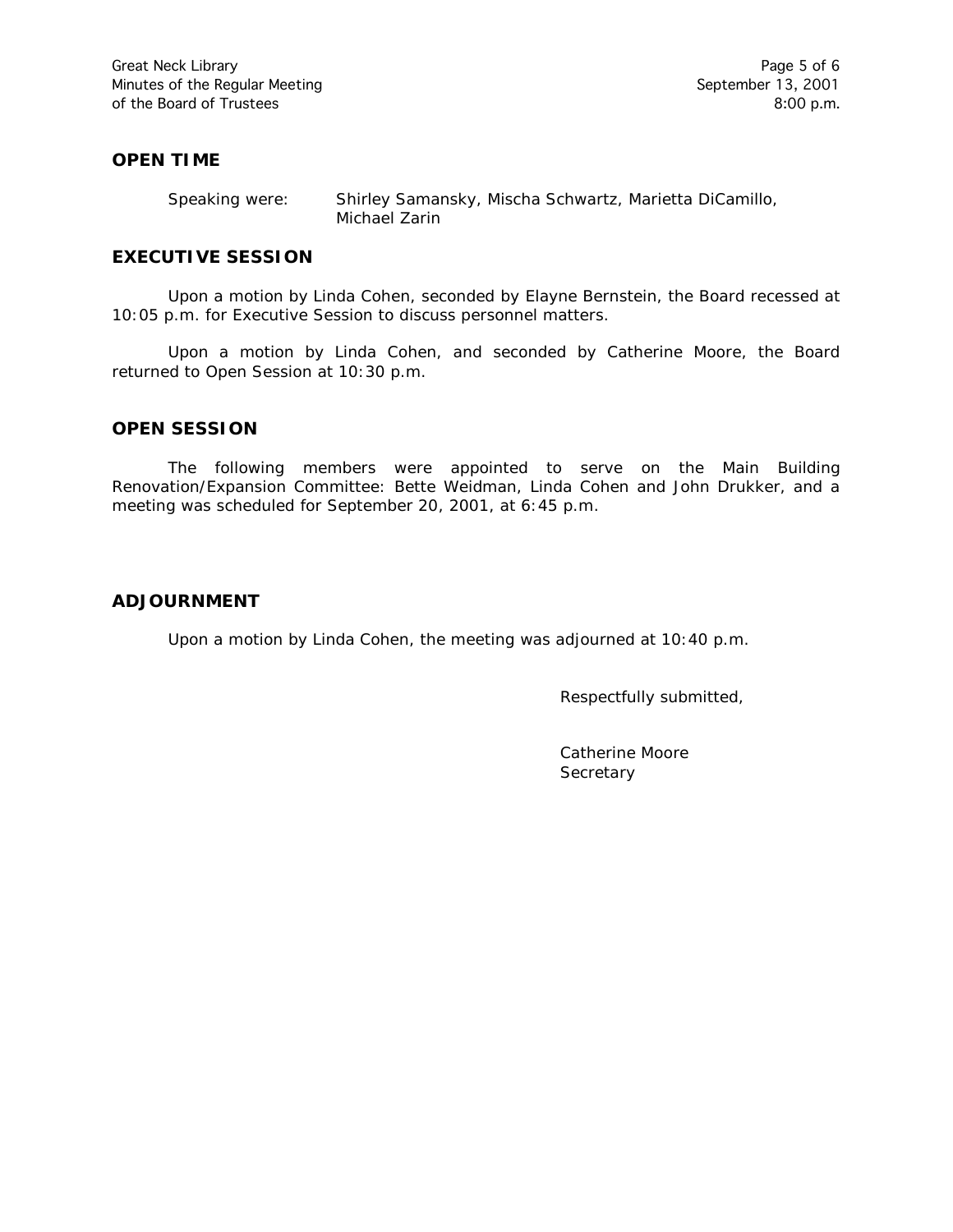## OPEN TIME

Speaking were: Shirley Samansky, Mischa Schwartz, Marietta DiCamillo, Michael Zarin

## EXECUTIVE SESSION

Upon a motion by Linda Cohen, seconded by Elayne Bernstein, the Board recessed at 10:05 p.m. for Executive Session to discuss personnel matters.

Upon a motion by Linda Cohen, and seconded by Catherine Moore, the Board returned to Open Session at 10:30 p.m.

## OPEN SESSION

The following members were appointed to serve on the Main Building Renovation/Expansion Committee: Bette Weidman, Linda Cohen and John Drukker, and a meeting was scheduled for September 20, 2001, at 6:45 p.m.

## ADJOURNMENT

Upon a motion by Linda Cohen, the meeting was adjourned at 10:40 p.m.

Respectfully submitted,

Catherine Moore
Secretary